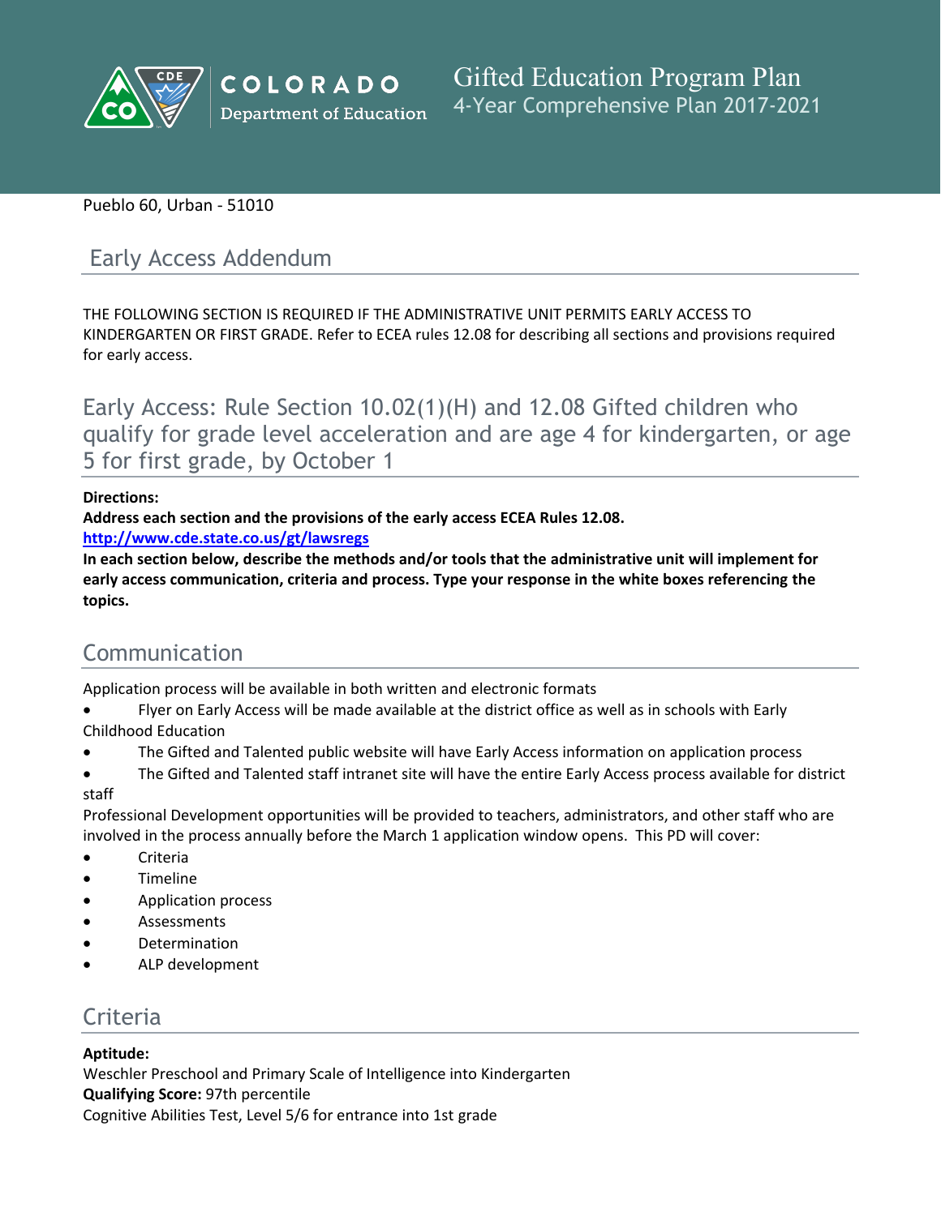# Gifted Education Program Plan
## 4-Year Comprehensive Plan 2017-2021

Pueblo 60, Urban - 51010

## Early Access Addendum

THE FOLLOWING SECTION IS REQUIRED IF THE ADMINISTRATIVE UNIT PERMITS EARLY ACCESS TO KINDERGARTEN OR FIRST GRADE. Refer to ECEA rules 12.08 for describing all sections and provisions required for early access.

## Early Access: Rule Section 10.02(1)(H) and 12.08 Gifted children who qualify for grade level acceleration and are age 4 for kindergarten, or age 5 for first grade, by October 1

**Directions:**
**Address each section and the provisions of the early access ECEA Rules 12.08.**
**http://www.cde.state.co.us/gt/lawsregs**
**In each section below, describe the methods and/or tools that the administrative unit will implement for early access communication, criteria and process. Type your response in the white boxes referencing the topics.**

## Communication

Application process will be available in both written and electronic formats

- Flyer on Early Access will be made available at the district office as well as in schools with Early Childhood Education
- The Gifted and Talented public website will have Early Access information on application process
- The Gifted and Talented staff intranet site will have the entire Early Access process available for district staff

Professional Development opportunities will be provided to teachers, administrators, and other staff who are involved in the process annually before the March 1 application window opens. This PD will cover:

- Criteria
- Timeline
- Application process
- Assessments
- Determination
- ALP development

## Criteria

**Aptitude:**
Weschler Preschool and Primary Scale of Intelligence into Kindergarten
**Qualifying Score:** 97th percentile
Cognitive Abilities Test, Level 5/6 for entrance into 1st grade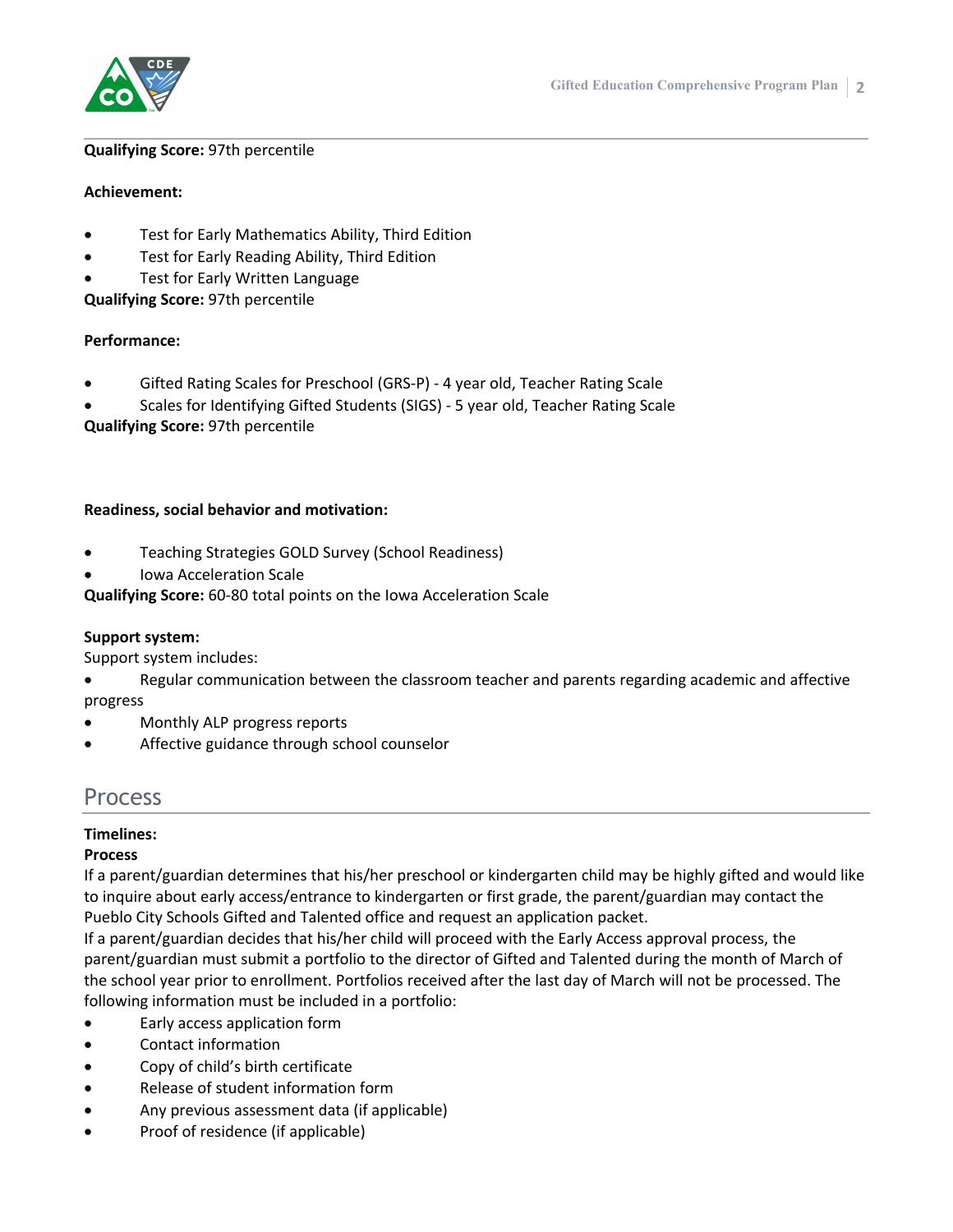**Qualifying Score:** 97th percentile

**Achievement:**

- Test for Early Mathematics Ability, Third Edition
- Test for Early Reading Ability, Third Edition
- Test for Early Written Language

**Qualifying Score:** 97th percentile

**Performance:**

- Gifted Rating Scales for Preschool (GRS-P) - 4 year old, Teacher Rating Scale
- Scales for Identifying Gifted Students (SIGS) - 5 year old, Teacher Rating Scale

**Qualifying Score:** 97th percentile

**Readiness, social behavior and motivation:**

- Teaching Strategies GOLD Survey (School Readiness)
- Iowa Acceleration Scale

**Qualifying Score:** 60-80 total points on the Iowa Acceleration Scale

**Support system:**

Support system includes:

- Regular communication between the classroom teacher and parents regarding academic and affective progress
- Monthly ALP progress reports
- Affective guidance through school counselor

## Process

**Timelines:**

**Process**

If a parent/guardian determines that his/her preschool or kindergarten child may be highly gifted and would like to inquire about early access/entrance to kindergarten or first grade, the parent/guardian may contact the Pueblo City Schools Gifted and Talented office and request an application packet.

If a parent/guardian decides that his/her child will proceed with the Early Access approval process, the parent/guardian must submit a portfolio to the director of Gifted and Talented during the month of March of the school year prior to enrollment. Portfolios received after the last day of March will not be processed. The following information must be included in a portfolio:

- Early access application form
- Contact information
- Copy of child's birth certificate
- Release of student information form
- Any previous assessment data (if applicable)
- Proof of residence (if applicable)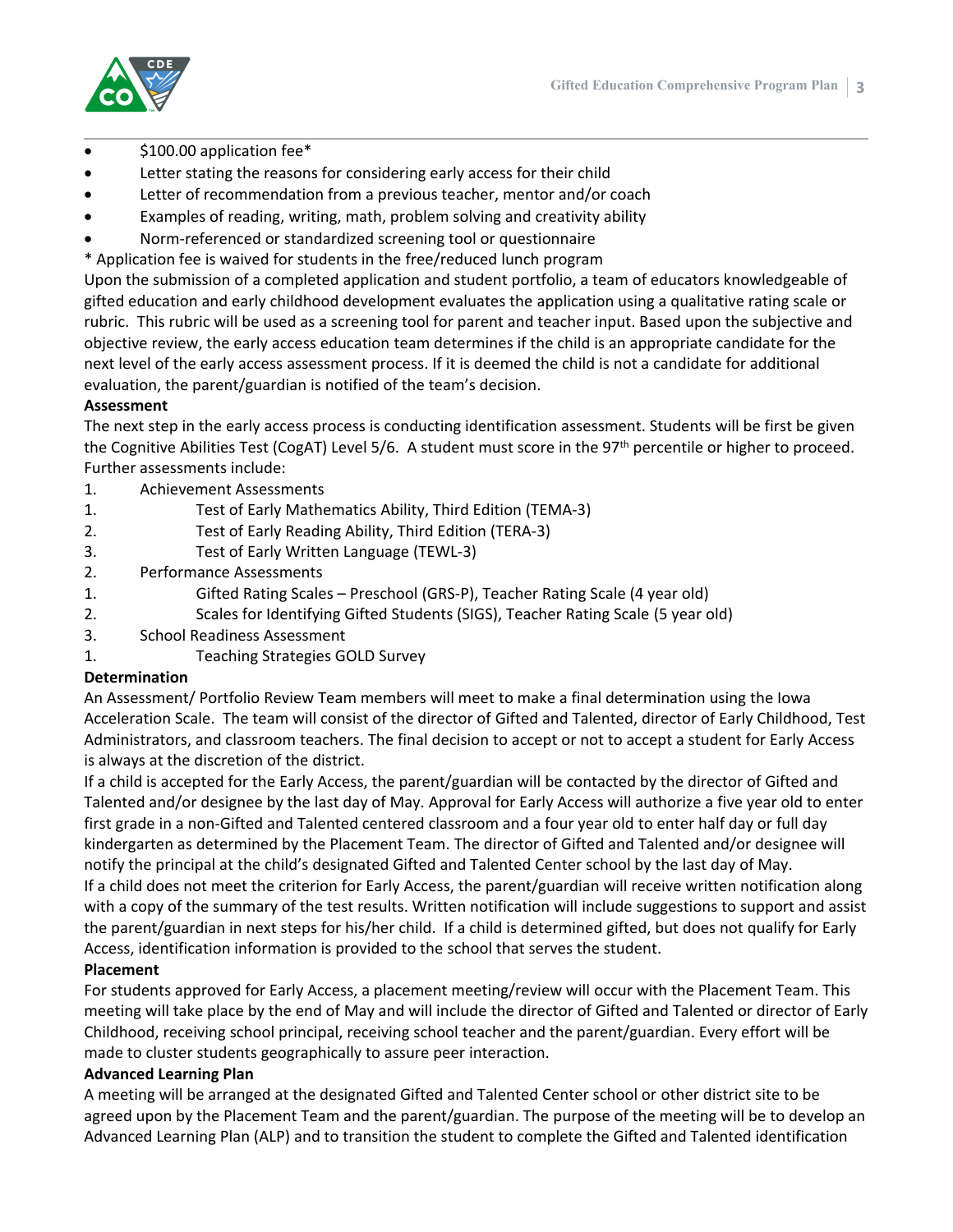- $100.00 application fee*
- Letter stating the reasons for considering early access for their child
- Letter of recommendation from a previous teacher, mentor and/or coach
- Examples of reading, writing, math, problem solving and creativity ability
- Norm-referenced or standardized screening tool or questionnaire

* Application fee is waived for students in the free/reduced lunch program

Upon the submission of a completed application and student portfolio, a team of educators knowledgeable of gifted education and early childhood development evaluates the application using a qualitative rating scale or rubric. This rubric will be used as a screening tool for parent and teacher input. Based upon the subjective and objective review, the early access education team determines if the child is an appropriate candidate for the next level of the early access assessment process. If it is deemed the child is not a candidate for additional evaluation, the parent/guardian is notified of the team's decision.

**Assessment**

The next step in the early access process is conducting identification assessment. Students will be first be given the Cognitive Abilities Test (CogAT) Level 5/6. A student must score in the 97th percentile or higher to proceed. Further assessments include:

1. Achievement Assessments
   1. Test of Early Mathematics Ability, Third Edition (TEMA-3)
   2. Test of Early Reading Ability, Third Edition (TERA-3)
   3. Test of Early Written Language (TEWL-3)
2. Performance Assessments
   1. Gifted Rating Scales – Preschool (GRS-P), Teacher Rating Scale (4 year old)
   2. Scales for Identifying Gifted Students (SIGS), Teacher Rating Scale (5 year old)
3. School Readiness Assessment
   1. Teaching Strategies GOLD Survey

**Determination**

An Assessment/ Portfolio Review Team members will meet to make a final determination using the Iowa Acceleration Scale. The team will consist of the director of Gifted and Talented, director of Early Childhood, Test Administrators, and classroom teachers. The final decision to accept or not to accept a student for Early Access is always at the discretion of the district.

If a child is accepted for the Early Access, the parent/guardian will be contacted by the director of Gifted and Talented and/or designee by the last day of May. Approval for Early Access will authorize a five year old to enter first grade in a non-Gifted and Talented centered classroom and a four year old to enter half day or full day kindergarten as determined by the Placement Team. The director of Gifted and Talented and/or designee will notify the principal at the child's designated Gifted and Talented Center school by the last day of May.

If a child does not meet the criterion for Early Access, the parent/guardian will receive written notification along with a copy of the summary of the test results. Written notification will include suggestions to support and assist the parent/guardian in next steps for his/her child. If a child is determined gifted, but does not qualify for Early Access, identification information is provided to the school that serves the student.

**Placement**

For students approved for Early Access, a placement meeting/review will occur with the Placement Team. This meeting will take place by the end of May and will include the director of Gifted and Talented or director of Early Childhood, receiving school principal, receiving school teacher and the parent/guardian. Every effort will be made to cluster students geographically to assure peer interaction.

**Advanced Learning Plan**

A meeting will be arranged at the designated Gifted and Talented Center school or other district site to be agreed upon by the Placement Team and the parent/guardian. The purpose of the meeting will be to develop an Advanced Learning Plan (ALP) and to transition the student to complete the Gifted and Talented identification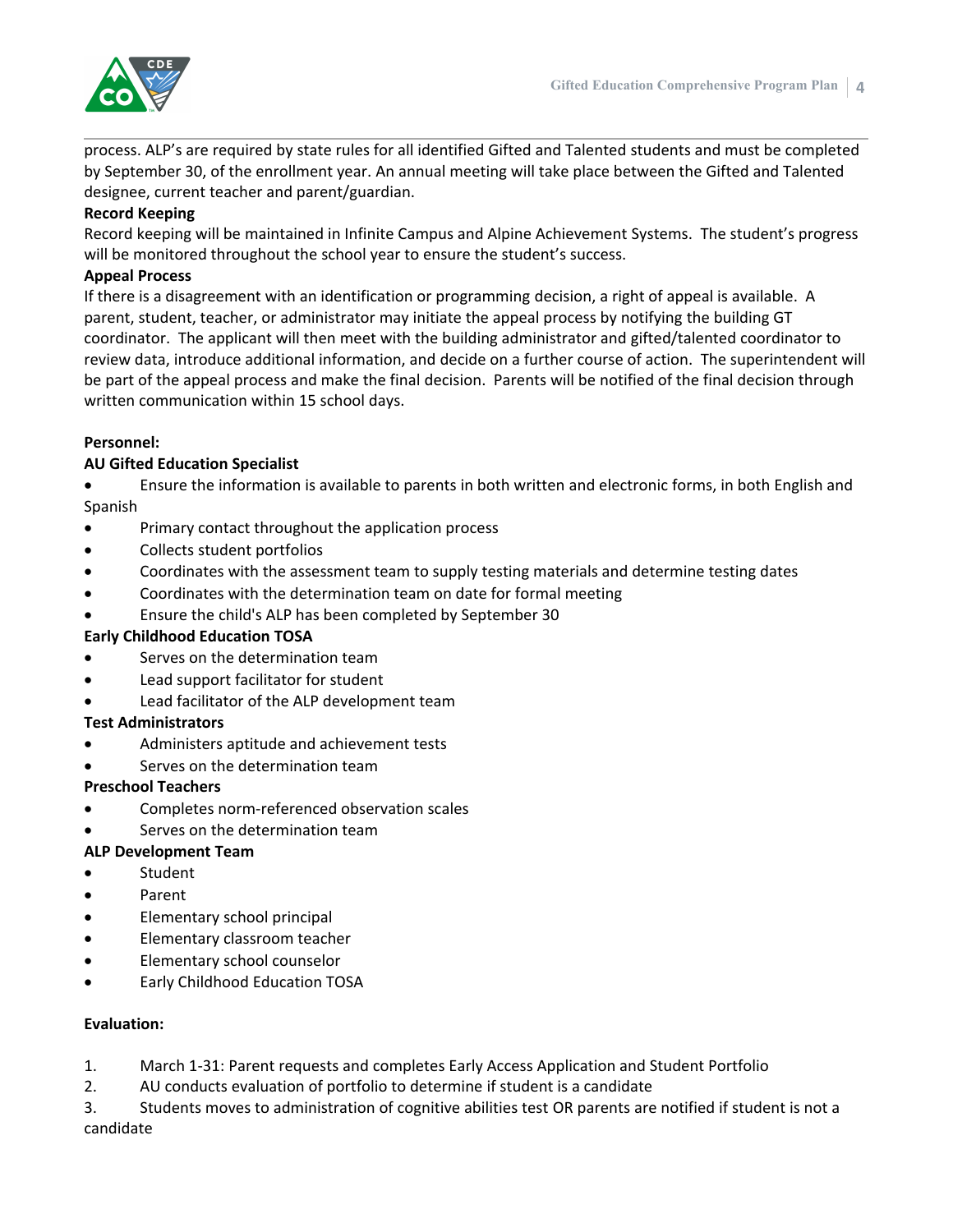process. ALP's are required by state rules for all identified Gifted and Talented students and must be completed by September 30, of the enrollment year. An annual meeting will take place between the Gifted and Talented designee, current teacher and parent/guardian.

**Record Keeping**

Record keeping will be maintained in Infinite Campus and Alpine Achievement Systems. The student's progress will be monitored throughout the school year to ensure the student's success.

**Appeal Process**

If there is a disagreement with an identification or programming decision, a right of appeal is available. A parent, student, teacher, or administrator may initiate the appeal process by notifying the building GT coordinator. The applicant will then meet with the building administrator and gifted/talented coordinator to review data, introduce additional information, and decide on a further course of action. The superintendent will be part of the appeal process and make the final decision. Parents will be notified of the final decision through written communication within 15 school days.

**Personnel:**

**AU Gifted Education Specialist**

- Ensure the information is available to parents in both written and electronic forms, in both English and Spanish
- Primary contact throughout the application process
- Collects student portfolios
- Coordinates with the assessment team to supply testing materials and determine testing dates
- Coordinates with the determination team on date for formal meeting
- Ensure the child's ALP has been completed by September 30

**Early Childhood Education TOSA**

- Serves on the determination team
- Lead support facilitator for student
- Lead facilitator of the ALP development team

**Test Administrators**

- Administers aptitude and achievement tests
- Serves on the determination team

**Preschool Teachers**

- Completes norm-referenced observation scales
- Serves on the determination team

**ALP Development Team**

- Student
- Parent
- Elementary school principal
- Elementary classroom teacher
- Elementary school counselor
- Early Childhood Education TOSA

**Evaluation:**

1. March 1-31: Parent requests and completes Early Access Application and Student Portfolio
2. AU conducts evaluation of portfolio to determine if student is a candidate
3. Students moves to administration of cognitive abilities test OR parents are notified if student is not a candidate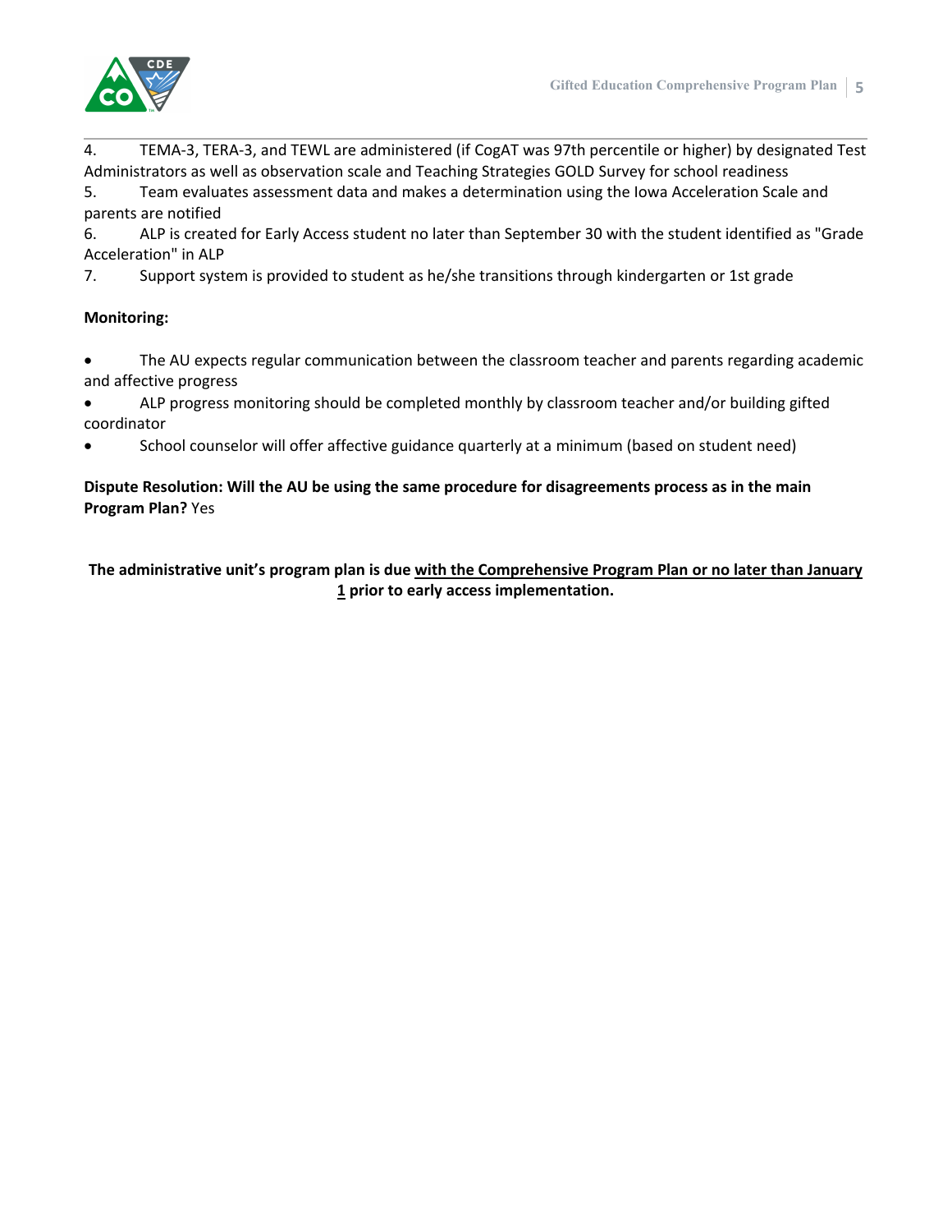4. TEMA-3, TERA-3, and TEWL are administered (if CogAT was 97th percentile or higher) by designated Test Administrators as well as observation scale and Teaching Strategies GOLD Survey for school readiness
5. Team evaluates assessment data and makes a determination using the Iowa Acceleration Scale and parents are notified
6. ALP is created for Early Access student no later than September 30 with the student identified as "Grade Acceleration" in ALP
7. Support system is provided to student as he/she transitions through kindergarten or 1st grade

**Monitoring:**

- The AU expects regular communication between the classroom teacher and parents regarding academic and affective progress
- ALP progress monitoring should be completed monthly by classroom teacher and/or building gifted coordinator
- School counselor will offer affective guidance quarterly at a minimum (based on student need)

**Dispute Resolution: Will the AU be using the same procedure for disagreements process as in the main Program Plan?** Yes

**The administrative unit's program plan is due <u>with the Comprehensive Program Plan or no later than January 1</u> prior to early access implementation.**